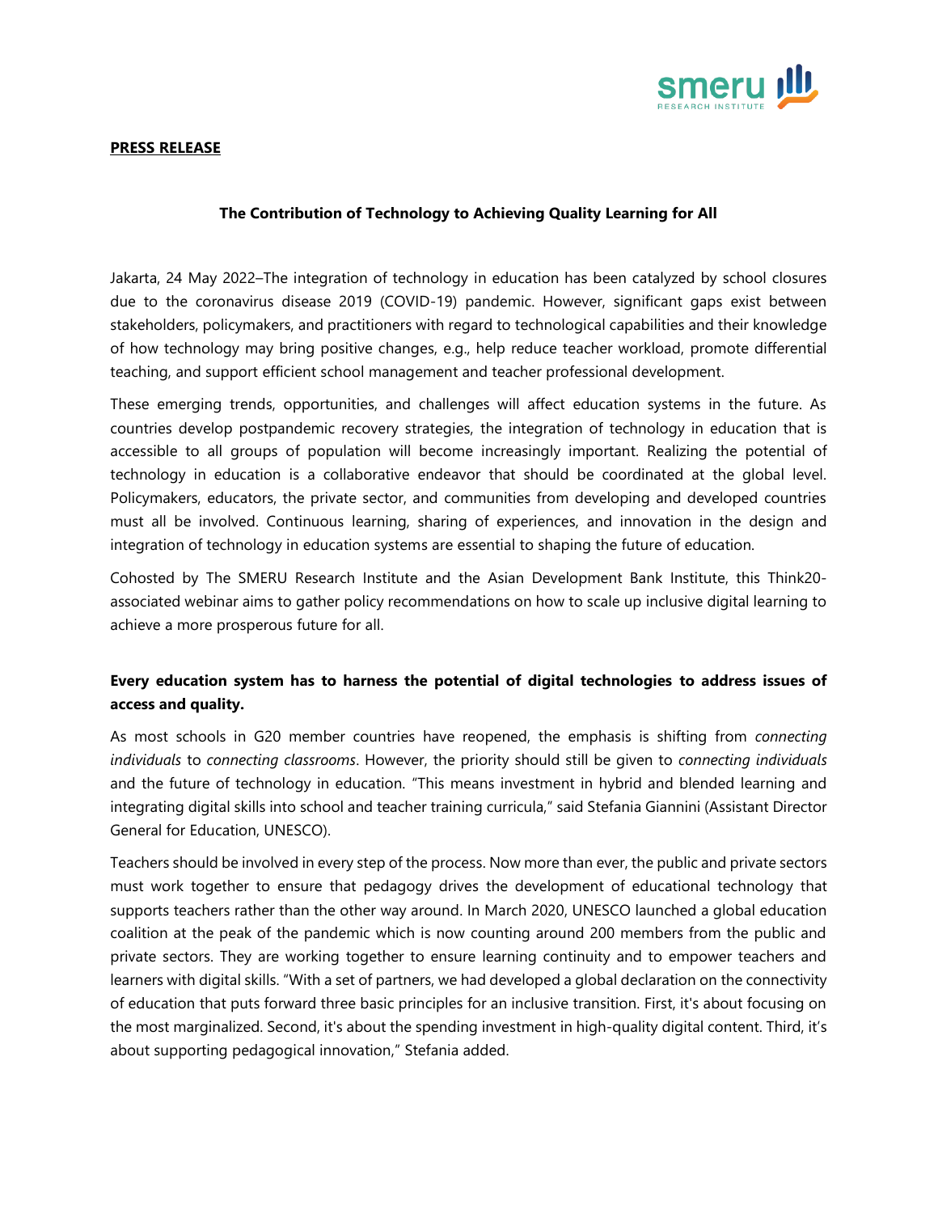**PRESS RELEASE**

# The Contribution of Technology to Achieving Quality Learning for All

Jakarta, 24 May 2022–The integration of technology in education has been catalyzed by school closures due to the coronavirus disease 2019 (COVID-19) pandemic. However, significant gaps exist between stakeholders, policymakers, and practitioners with regard to technological capabilities and their knowledge of how technology may bring positive changes, e.g., help reduce teacher workload, promote differential teaching, and support efficient school management and teacher professional development.

These emerging trends, opportunities, and challenges will affect education systems in the future. As countries develop postpandemic recovery strategies, the integration of technology in education that is accessible to all groups of population will become increasingly important. Realizing the potential of technology in education is a collaborative endeavor that should be coordinated at the global level. Policymakers, educators, the private sector, and communities from developing and developed countries must all be involved. Continuous learning, sharing of experiences, and innovation in the design and integration of technology in education systems are essential to shaping the future of education.

Cohosted by The SMERU Research Institute and the Asian Development Bank Institute, this Think20-associated webinar aims to gather policy recommendations on how to scale up inclusive digital learning to achieve a more prosperous future for all.

## Every education system has to harness the potential of digital technologies to address issues of access and quality.

As most schools in G20 member countries have reopened, the emphasis is shifting from *connecting individuals* to *connecting classrooms*. However, the priority should still be given to *connecting individuals* and the future of technology in education. "This means investment in hybrid and blended learning and integrating digital skills into school and teacher training curricula," said Stefania Giannini (Assistant Director General for Education, UNESCO).

Teachers should be involved in every step of the process. Now more than ever, the public and private sectors must work together to ensure that pedagogy drives the development of educational technology that supports teachers rather than the other way around. In March 2020, UNESCO launched a global education coalition at the peak of the pandemic which is now counting around 200 members from the public and private sectors. They are working together to ensure learning continuity and to empower teachers and learners with digital skills. "With a set of partners, we had developed a global declaration on the connectivity of education that puts forward three basic principles for an inclusive transition. First, it's about focusing on the most marginalized. Second, it's about the spending investment in high-quality digital content. Third, it's about supporting pedagogical innovation," Stefania added.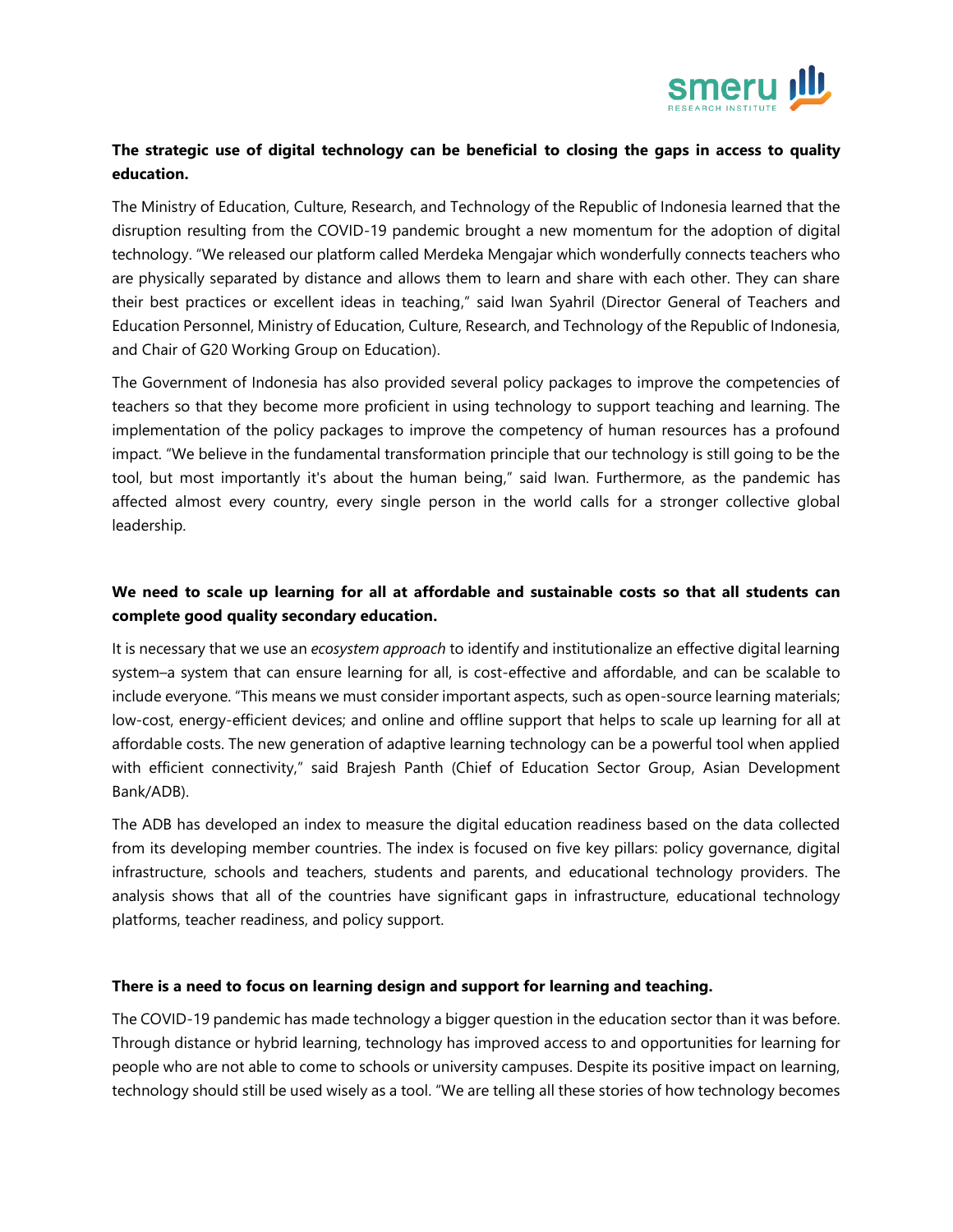**The strategic use of digital technology can be beneficial to closing the gaps in access to quality education.**

The Ministry of Education, Culture, Research, and Technology of the Republic of Indonesia learned that the disruption resulting from the COVID-19 pandemic brought a new momentum for the adoption of digital technology. "We released our platform called Merdeka Mengajar which wonderfully connects teachers who are physically separated by distance and allows them to learn and share with each other. They can share their best practices or excellent ideas in teaching," said Iwan Syahril (Director General of Teachers and Education Personnel, Ministry of Education, Culture, Research, and Technology of the Republic of Indonesia, and Chair of G20 Working Group on Education).

The Government of Indonesia has also provided several policy packages to improve the competencies of teachers so that they become more proficient in using technology to support teaching and learning. The implementation of the policy packages to improve the competency of human resources has a profound impact. "We believe in the fundamental transformation principle that our technology is still going to be the tool, but most importantly it's about the human being," said Iwan. Furthermore, as the pandemic has affected almost every country, every single person in the world calls for a stronger collective global leadership.

**We need to scale up learning for all at affordable and sustainable costs so that all students can complete good quality secondary education.**

It is necessary that we use an *ecosystem approach* to identify and institutionalize an effective digital learning system–a system that can ensure learning for all, is cost-effective and affordable, and can be scalable to include everyone. "This means we must consider important aspects, such as open-source learning materials; low-cost, energy-efficient devices; and online and offline support that helps to scale up learning for all at affordable costs. The new generation of adaptive learning technology can be a powerful tool when applied with efficient connectivity," said Brajesh Panth (Chief of Education Sector Group, Asian Development Bank/ADB).

The ADB has developed an index to measure the digital education readiness based on the data collected from its developing member countries. The index is focused on five key pillars: policy governance, digital infrastructure, schools and teachers, students and parents, and educational technology providers. The analysis shows that all of the countries have significant gaps in infrastructure, educational technology platforms, teacher readiness, and policy support.

**There is a need to focus on learning design and support for learning and teaching.**

The COVID-19 pandemic has made technology a bigger question in the education sector than it was before. Through distance or hybrid learning, technology has improved access to and opportunities for learning for people who are not able to come to schools or university campuses. Despite its positive impact on learning, technology should still be used wisely as a tool. "We are telling all these stories of how technology becomes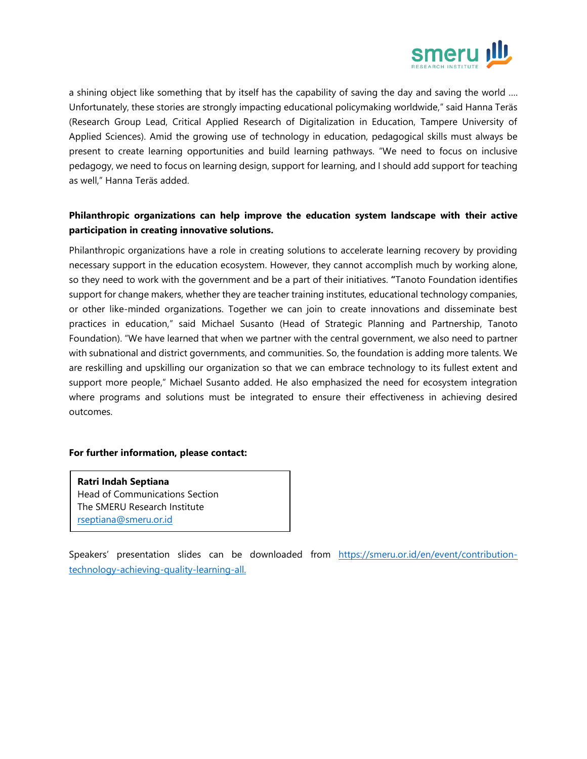a shining object like something that by itself has the capability of saving the day and saving the world …. Unfortunately, these stories are strongly impacting educational policymaking worldwide," said Hanna Teräs (Research Group Lead, Critical Applied Research of Digitalization in Education, Tampere University of Applied Sciences). Amid the growing use of technology in education, pedagogical skills must always be present to create learning opportunities and build learning pathways. "We need to focus on inclusive pedagogy, we need to focus on learning design, support for learning, and I should add support for teaching as well," Hanna Teräs added.

**Philanthropic organizations can help improve the education system landscape with their active participation in creating innovative solutions.**

Philanthropic organizations have a role in creating solutions to accelerate learning recovery by providing necessary support in the education ecosystem. However, they cannot accomplish much by working alone, so they need to work with the government and be a part of their initiatives. **"**Tanoto Foundation identifies support for change makers, whether they are teacher training institutes, educational technology companies, or other like-minded organizations. Together we can join to create innovations and disseminate best practices in education," said Michael Susanto (Head of Strategic Planning and Partnership, Tanoto Foundation). "We have learned that when we partner with the central government, we also need to partner with subnational and district governments, and communities. So, the foundation is adding more talents. We are reskilling and upskilling our organization so that we can embrace technology to its fullest extent and support more people," Michael Susanto added. He also emphasized the need for ecosystem integration where programs and solutions must be integrated to ensure their effectiveness in achieving desired outcomes.

**For further information, please contact:**

**Ratri Indah Septiana**
Head of Communications Section
The SMERU Research Institute
rseptiana@smeru.or.id

Speakers' presentation slides can be downloaded from https://smeru.or.id/en/event/contribution-technology-achieving-quality-learning-all.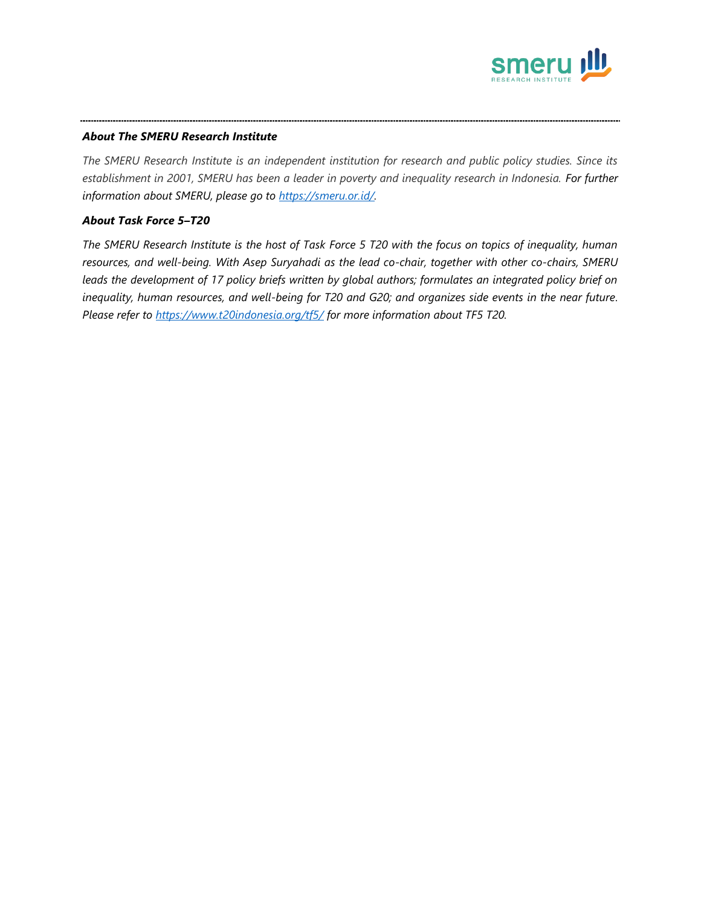***About The SMERU Research Institute***

*The SMERU Research Institute is an independent institution for research and public policy studies. Since its establishment in 2001, SMERU has been a leader in poverty and inequality research in Indonesia. For further information about SMERU, please go to [https://smeru.or.id/](https://smeru.or.id/).*

***About Task Force 5–T20***

*The SMERU Research Institute is the host of Task Force 5 T20 with the focus on topics of inequality, human resources, and well-being. With Asep Suryahadi as the lead co-chair, together with other co-chairs, SMERU leads the development of 17 policy briefs written by global authors; formulates an integrated policy brief on inequality, human resources, and well-being for T20 and G20; and organizes side events in the near future. Please refer to [https://www.t20indonesia.org/tf5/](https://www.t20indonesia.org/tf5/) for more information about TF5 T20.*